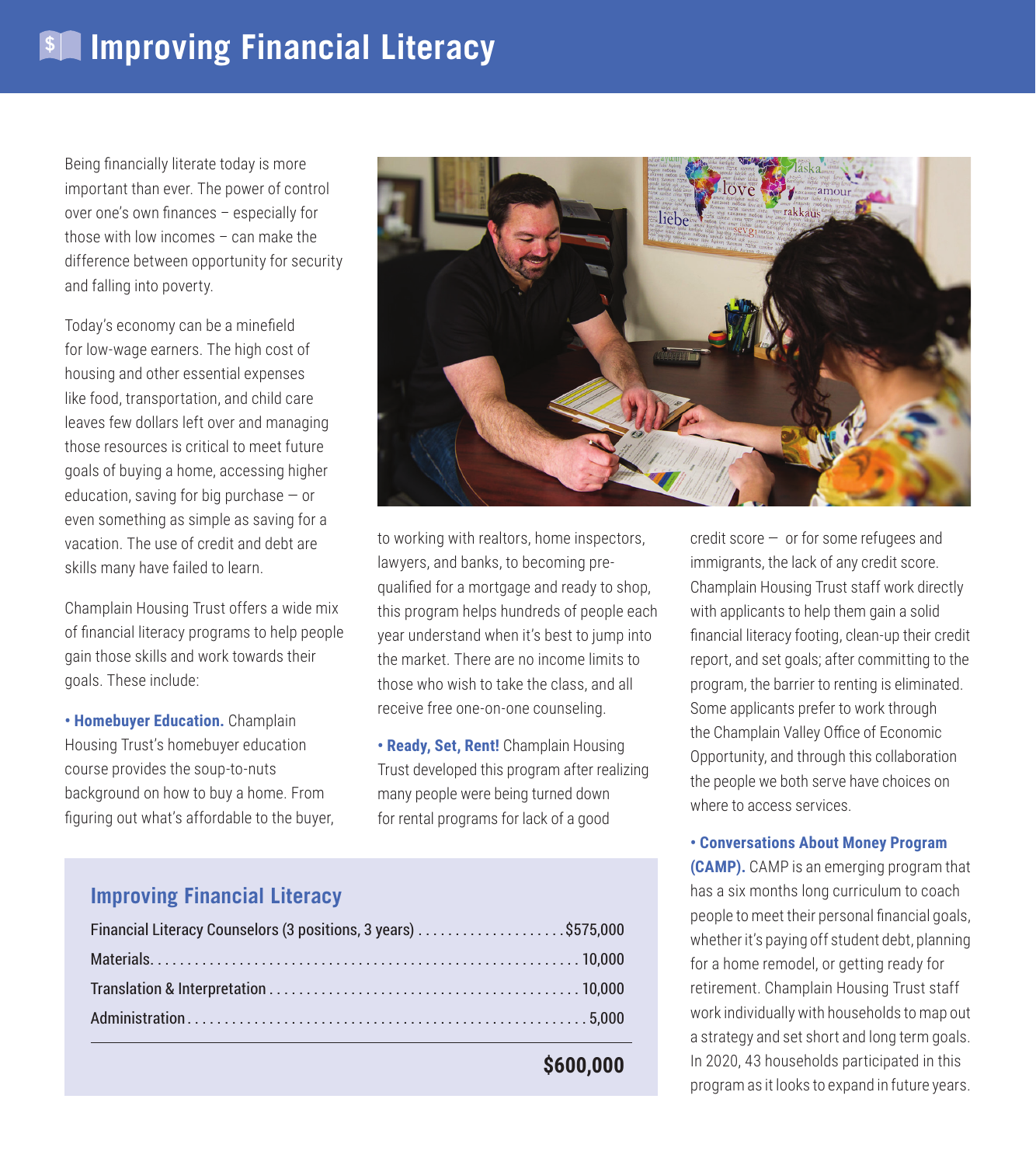# Improving Financial Literacy

Being financially literate today is more important than ever. The power of control over one's own finances – especially for those with low incomes – can make the difference between opportunity for security and falling into poverty.

Today's economy can be a minefield for low-wage earners. The high cost of housing and other essential expenses like food, transportation, and child care leaves few dollars left over and managing those resources is critical to meet future goals of buying a home, accessing higher education, saving for big purchase — or even something as simple as saving for a vacation. The use of credit and debt are skills many have failed to learn.

Champlain Housing Trust offers a wide mix of financial literacy programs to help people gain those skills and work towards their goals. These include:

- **Homebuyer Education.** Champlain Housing Trust's homebuyer education course provides the soup-to-nuts background on how to buy a home. From figuring out what's affordable to the buyer, to working with realtors, home inspectors, lawyers, and banks, to becoming pre-qualified for a mortgage and ready to shop, this program helps hundreds of people each year understand when it's best to jump into the market. There are no income limits to those who wish to take the class, and all receive free one-on-one counseling.

- **Ready, Set, Rent!** Champlain Housing Trust developed this program after realizing many people were being turned down for rental programs for lack of a good credit score — or for some refugees and immigrants, the lack of any credit score. Champlain Housing Trust staff work directly with applicants to help them gain a solid financial literacy footing, clean-up their credit report, and set goals; after committing to the program, the barrier to renting is eliminated. Some applicants prefer to work through the Champlain Valley Office of Economic Opportunity, and through this collaboration the people we both serve have choices on where to access services.

- **Conversations About Money Program (CAMP).** CAMP is an emerging program that has a six months long curriculum to coach people to meet their personal financial goals, whether it's paying off student debt, planning for a home remodel, or getting ready for retirement. Champlain Housing Trust staff work individually with households to map out a strategy and set short and long term goals. In 2020, 43 households participated in this program as it looks to expand in future years.

## Improving Financial Literacy

| Item | Amount |
|---|---|
| Financial Literacy Counselors (3 positions, 3 years) | $575,000 |
| Materials | 10,000 |
| Translation & Interpretation | 10,000 |
| Administration | 5,000 |
| | **$600,000** |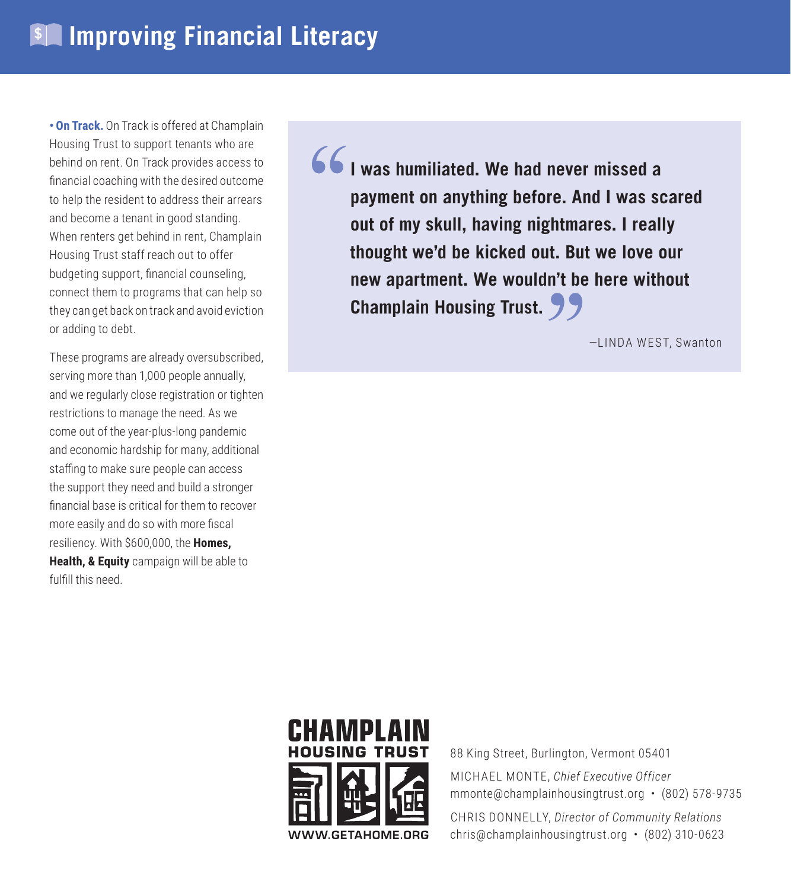# Improving Financial Literacy

• **On Track.** On Track is offered at Champlain Housing Trust to support tenants who are behind on rent. On Track provides access to financial coaching with the desired outcome to help the resident to address their arrears and become a tenant in good standing. When renters get behind in rent, Champlain Housing Trust staff reach out to offer budgeting support, financial counseling, connect them to programs that can help so they can get back on track and avoid eviction or adding to debt.

These programs are already oversubscribed, serving more than 1,000 people annually, and we regularly close registration or tighten restrictions to manage the need. As we come out of the year-plus-long pandemic and economic hardship for many, additional staffing to make sure people can access the support they need and build a stronger financial base is critical for them to recover more easily and do so with more fiscal resiliency. With $600,000, the **Homes, Health, & Equity** campaign will be able to fulfill this need.

> **"I was humiliated. We had never missed a payment on anything before. And I was scared out of my skull, having nightmares. I really thought we'd be kicked out. But we love our new apartment. We wouldn't be here without Champlain Housing Trust."**
>
> —LINDA WEST, Swanton

**CHAMPLAIN HOUSING TRUST**

WWW.GETAHOME.ORG

88 King Street, Burlington, Vermont 05401

MICHAEL MONTE, *Chief Executive Officer*
mmonte@champlainhousingtrust.org • (802) 578-9735

CHRIS DONNELLY, *Director of Community Relations*
chris@champlainhousingtrust.org • (802) 310-0623